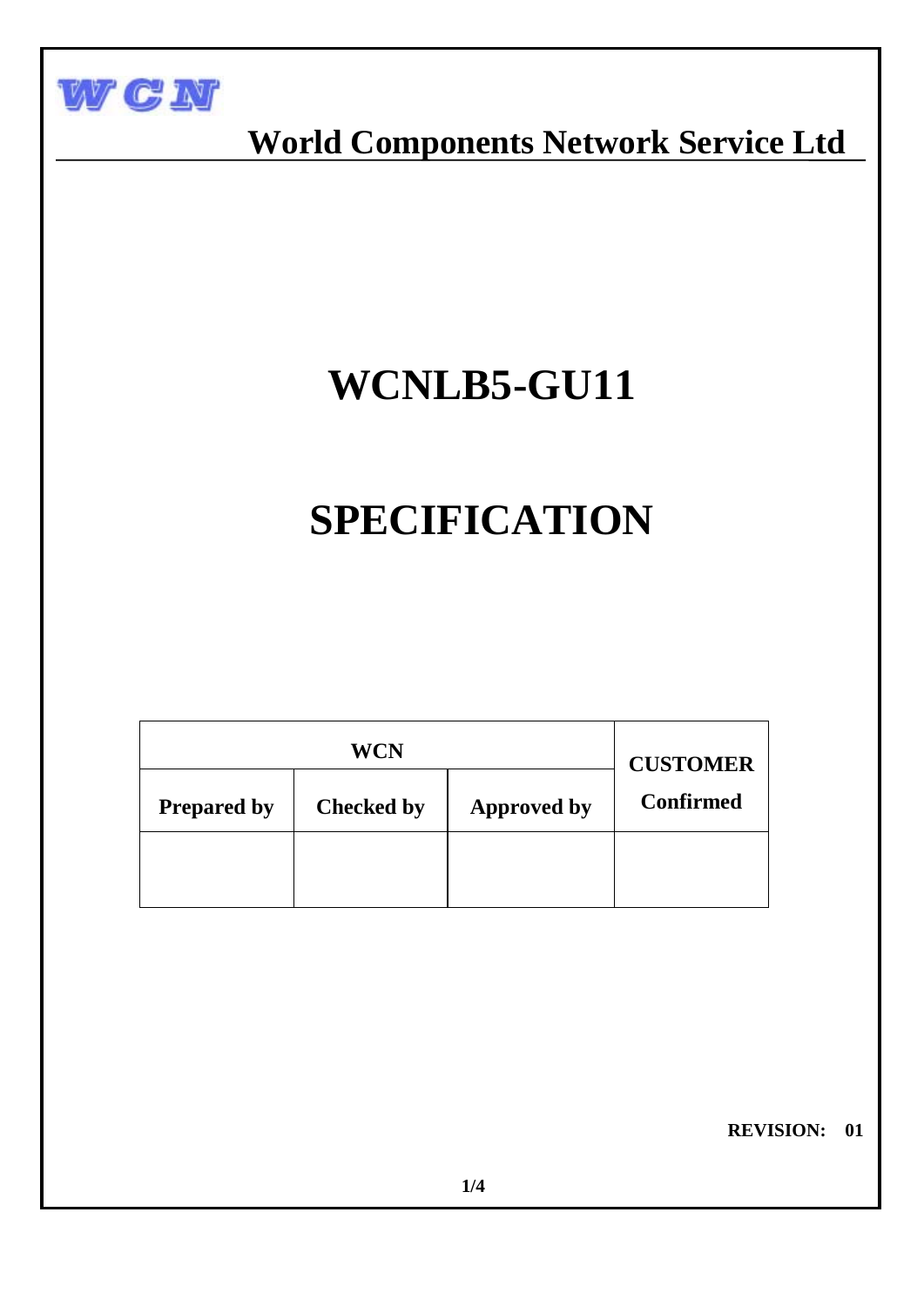WCN

World Components Network Service Ltd

# WCNLB5-GU11

# SPECIFICATION

| WCN | | | CUSTOMER |
|---|---|---|---|
| Prepared by | Checked by | Approved by | Confirmed |
| | | | |

**REVISION: 01**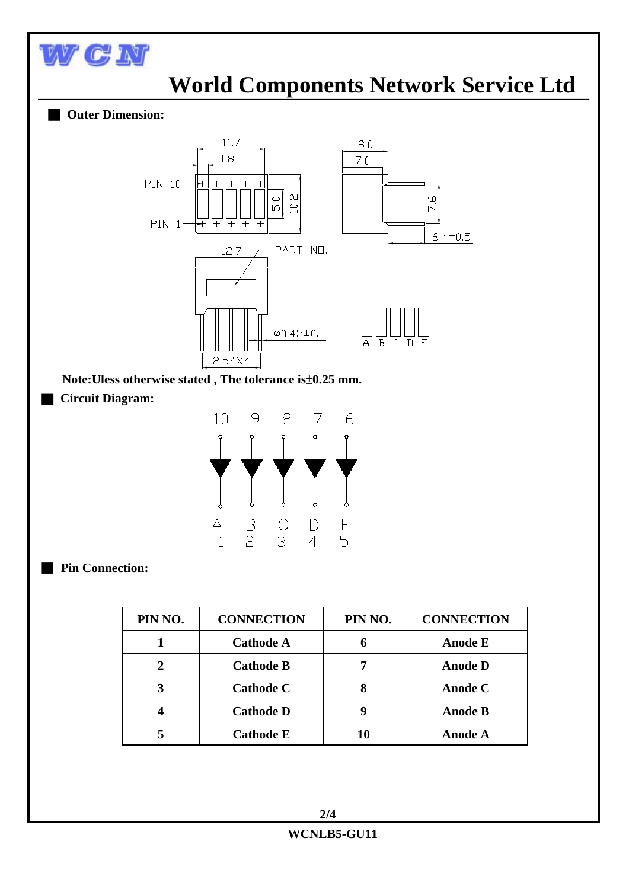# World Components Network Service Ltd

## Outer Dimension:

**Note:Uless otherwise stated , The tolerance is±0.25 mm.**

## Circuit Diagram:

## Pin Connection:

| PIN NO. | CONNECTION | PIN NO. | CONNECTION |
|---|---|---|---|
| 1 | Cathode A | 6 | Anode E |
| 2 | Cathode B | 7 | Anode D |
| 3 | Cathode C | 8 | Anode C |
| 4 | Cathode D | 9 | Anode B |
| 5 | Cathode E | 10 | Anode A |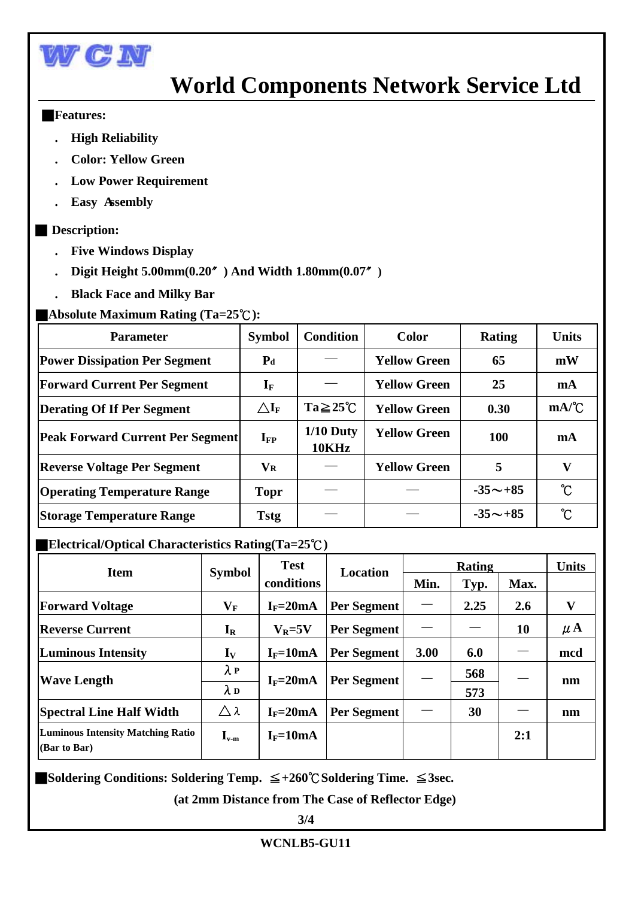WCN

# World Components Network Service Ltd

## Features:

- High Reliability
- Color: Yellow Green
- Low Power Requirement
- Easy Assembly

## Description:

- Five Windows Display
- Digit Height 5.00mm(0.20″) And Width 1.80mm(0.07″)
- Black Face and Milky Bar

## Absolute Maximum Rating (Ta=25℃):

| Parameter | Symbol | Condition | Color | Rating | Units |
|---|---|---|---|---|---|
| Power Dissipation Per Segment | $P_d$ | — | Yellow Green | 65 | mW |
| Forward Current Per Segment | $I_F$ | — | Yellow Green | 25 | mA |
| Derating Of If Per Segment | $\triangle I_F$ | Ta≧25℃ | Yellow Green | 0.30 | mA/℃ |
| Peak Forward Current Per Segment | $I_{FP}$ | 1/10 Duty 10KHz | Yellow Green | 100 | mA |
| Reverse Voltage Per Segment | $V_R$ | — | Yellow Green | 5 | V |
| Operating Temperature Range | Topr | — | — | -35～+85 | ℃ |
| Storage Temperature Range | Tstg | — | — | -35～+85 | ℃ |

## Electrical/Optical Characteristics Rating(Ta=25℃)

| Item | Symbol | Test conditions | Location | Rating | | | Units |
|---|---|---|---|---|---|---|---|
| | | | | Min. | Typ. | Max. | |
| Forward Voltage | $V_F$ | $I_F$=20mA | Per Segment | — | 2.25 | 2.6 | V |
| Reverse Current | $I_R$ | $V_R$=5V | Per Segment | — | — | 10 | μA |
| Luminous Intensity | $I_V$ | $I_F$=10mA | Per Segment | 3.00 | 6.0 | — | mcd |
| Wave Length | $\lambda_P$ | $I_F$=20mA | Per Segment | — | 568 | — | nm |
| | $\lambda_D$ | | | | 573 | | |
| Spectral Line Half Width | $\triangle\lambda$ | $I_F$=20mA | Per Segment | — | 30 | — | nm |
| Luminous Intensity Matching Ratio (Bar to Bar) | $I_{v\text{-}m}$ | $I_F$=10mA | | | | 2:1 | |

**Soldering Conditions: Soldering Temp. ≦+260℃ Soldering Time. ≦3sec.**

**(at 2mm Distance from The Case of Reflector Edge)**

WCNLB5-GU11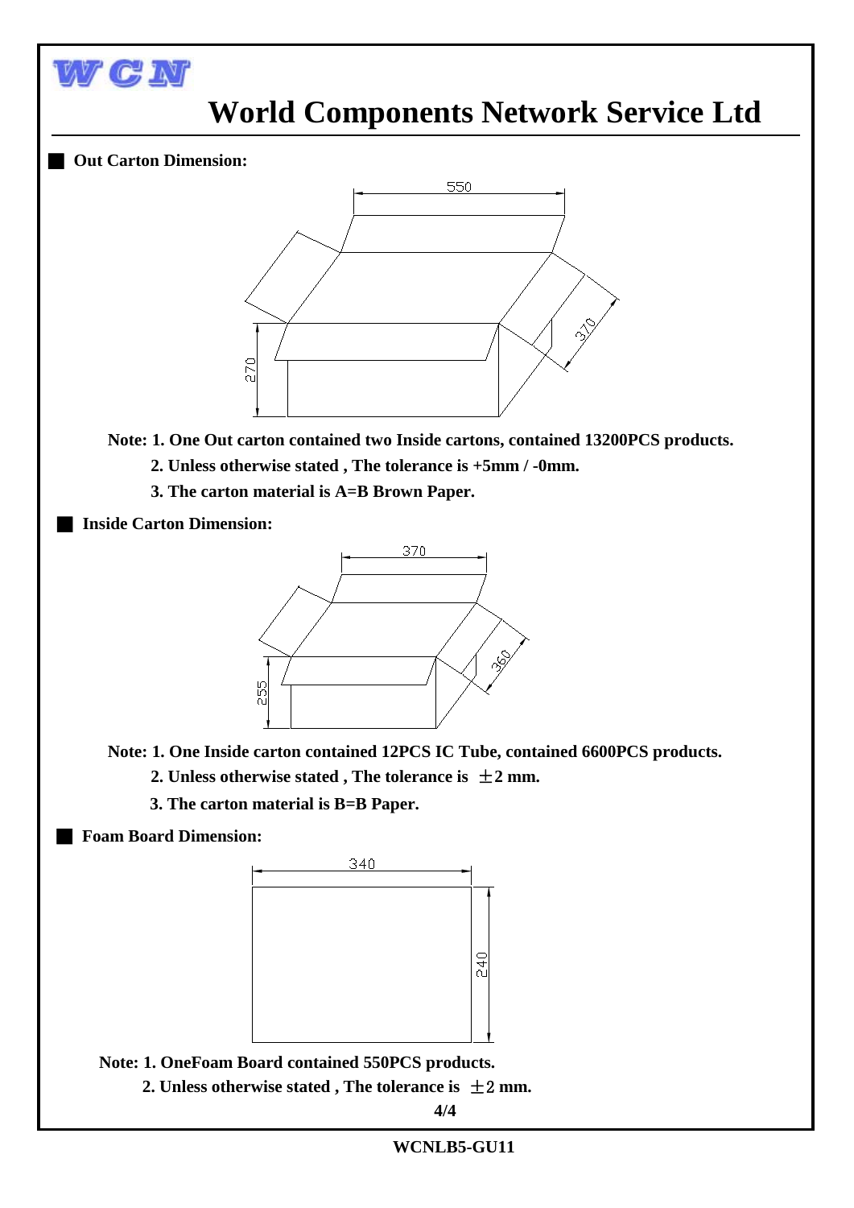WCN

# World Components Network Service Ltd

## Out Carton Dimension:

550

370

270

**Note: 1. One Out carton contained two Inside cartons, contained 13200PCS products.**

**2. Unless otherwise stated , The tolerance is +5mm / -0mm.**

**3. The carton material is A=B Brown Paper.**

## Inside Carton Dimension:

370

360

255

**Note: 1. One Inside carton contained 12PCS IC Tube, contained 6600PCS products.**

**2. Unless otherwise stated , The tolerance is ±2 mm.**

**3. The carton material is B=B Paper.**

## Foam Board Dimension:

340

240

**Note: 1. OneFoam Board contained 550PCS products.**

**2. Unless otherwise stated , The tolerance is ±2 mm.**

**WCNLB5-GU11**